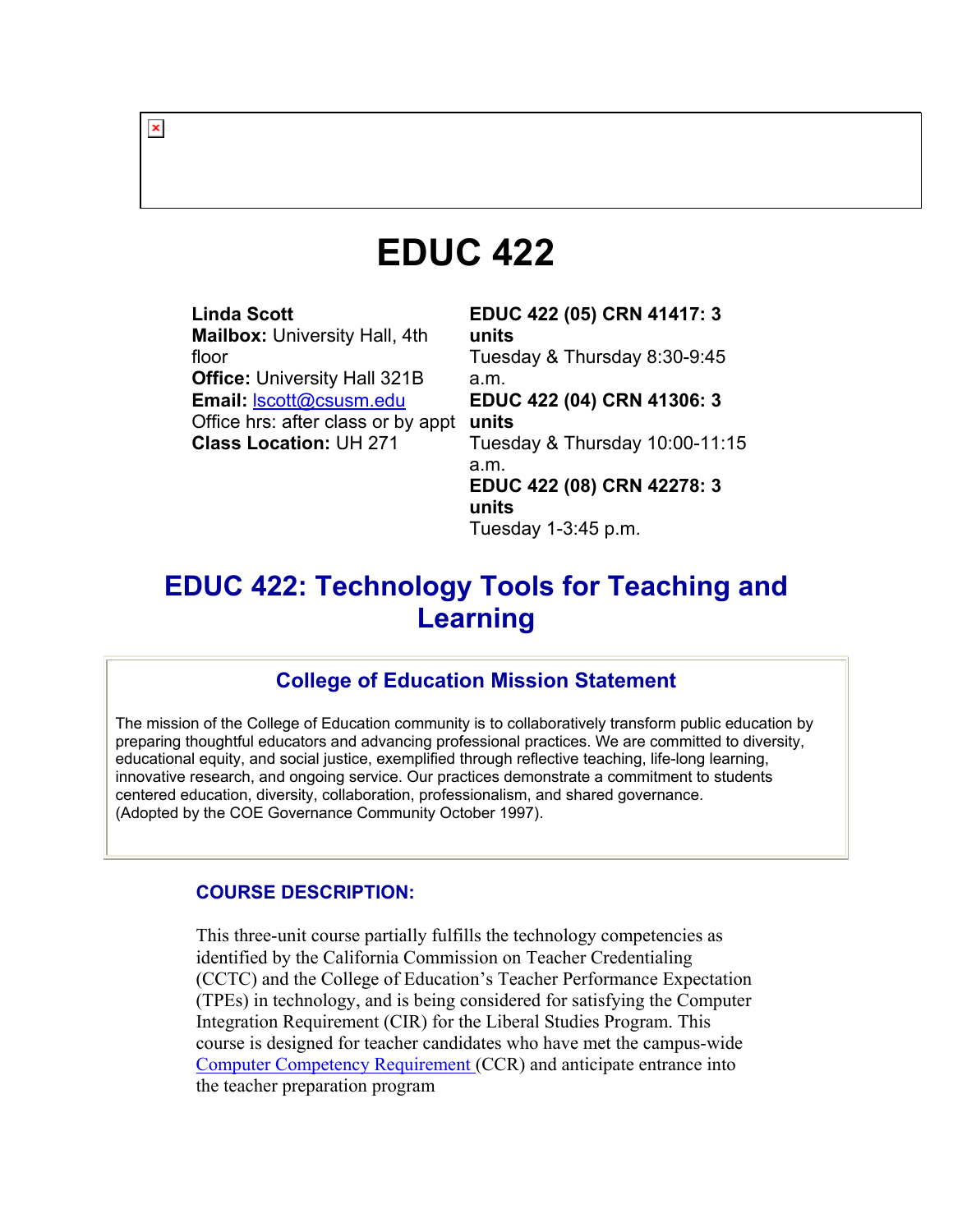# EDUC 422

**Linda Scott**
**Mailbox:** University Hall, 4th floor
**Office:** University Hall 321B
**Email:** lscott@csusm.edu
Office hrs: after class or by appt
**Class Location:** UH 271

**EDUC 422 (05) CRN 41417: 3 units**
Tuesday & Thursday 8:30-9:45 a.m.
**EDUC 422 (04) CRN 41306: 3 units**
Tuesday & Thursday 10:00-11:15 a.m.
**EDUC 422 (08) CRN 42278: 3 units**
Tuesday 1-3:45 p.m.

## EDUC 422: Technology Tools for Teaching and Learning

### College of Education Mission Statement

The mission of the College of Education community is to collaboratively transform public education by preparing thoughtful educators and advancing professional practices. We are committed to diversity, educational equity, and social justice, exemplified through reflective teaching, life-long learning, innovative research, and ongoing service. Our practices demonstrate a commitment to students centered education, diversity, collaboration, professionalism, and shared governance. (Adopted by the COE Governance Community October 1997).

### COURSE DESCRIPTION:

This three-unit course partially fulfills the technology competencies as identified by the California Commission on Teacher Credentialing (CCTC) and the College of Education's Teacher Performance Expectation (TPEs) in technology, and is being considered for satisfying the Computer Integration Requirement (CIR) for the Liberal Studies Program. This course is designed for teacher candidates who have met the campus-wide Computer Competency Requirement (CCR) and anticipate entrance into the teacher preparation program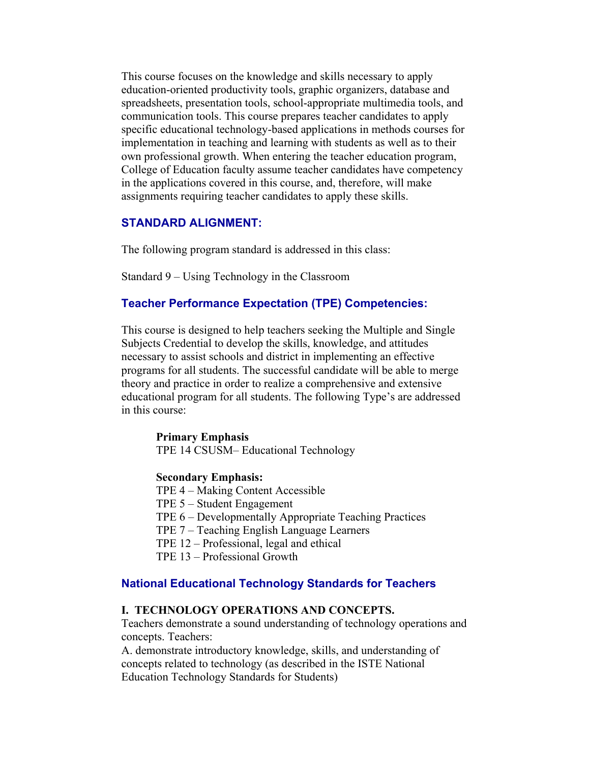This course focuses on the knowledge and skills necessary to apply education-oriented productivity tools, graphic organizers, database and spreadsheets, presentation tools, school-appropriate multimedia tools, and communication tools. This course prepares teacher candidates to apply specific educational technology-based applications in methods courses for implementation in teaching and learning with students as well as to their own professional growth. When entering the teacher education program, College of Education faculty assume teacher candidates have competency in the applications covered in this course, and, therefore, will make assignments requiring teacher candidates to apply these skills.

## STANDARD ALIGNMENT:

The following program standard is addressed in this class:

Standard 9 – Using Technology in the Classroom

## Teacher Performance Expectation (TPE) Competencies:

This course is designed to help teachers seeking the Multiple and Single Subjects Credential to develop the skills, knowledge, and attitudes necessary to assist schools and district in implementing an effective programs for all students. The successful candidate will be able to merge theory and practice in order to realize a comprehensive and extensive educational program for all students. The following Type's are addressed in this course:

**Primary Emphasis**
TPE 14 CSUSM– Educational Technology

**Secondary Emphasis:**
TPE 4 – Making Content Accessible
TPE 5 – Student Engagement
TPE 6 – Developmentally Appropriate Teaching Practices
TPE 7 – Teaching English Language Learners
TPE 12 – Professional, legal and ethical
TPE 13 – Professional Growth

## National Educational Technology Standards for Teachers

**I. TECHNOLOGY OPERATIONS AND CONCEPTS.**
Teachers demonstrate a sound understanding of technology operations and concepts. Teachers:
A. demonstrate introductory knowledge, skills, and understanding of concepts related to technology (as described in the ISTE National Education Technology Standards for Students)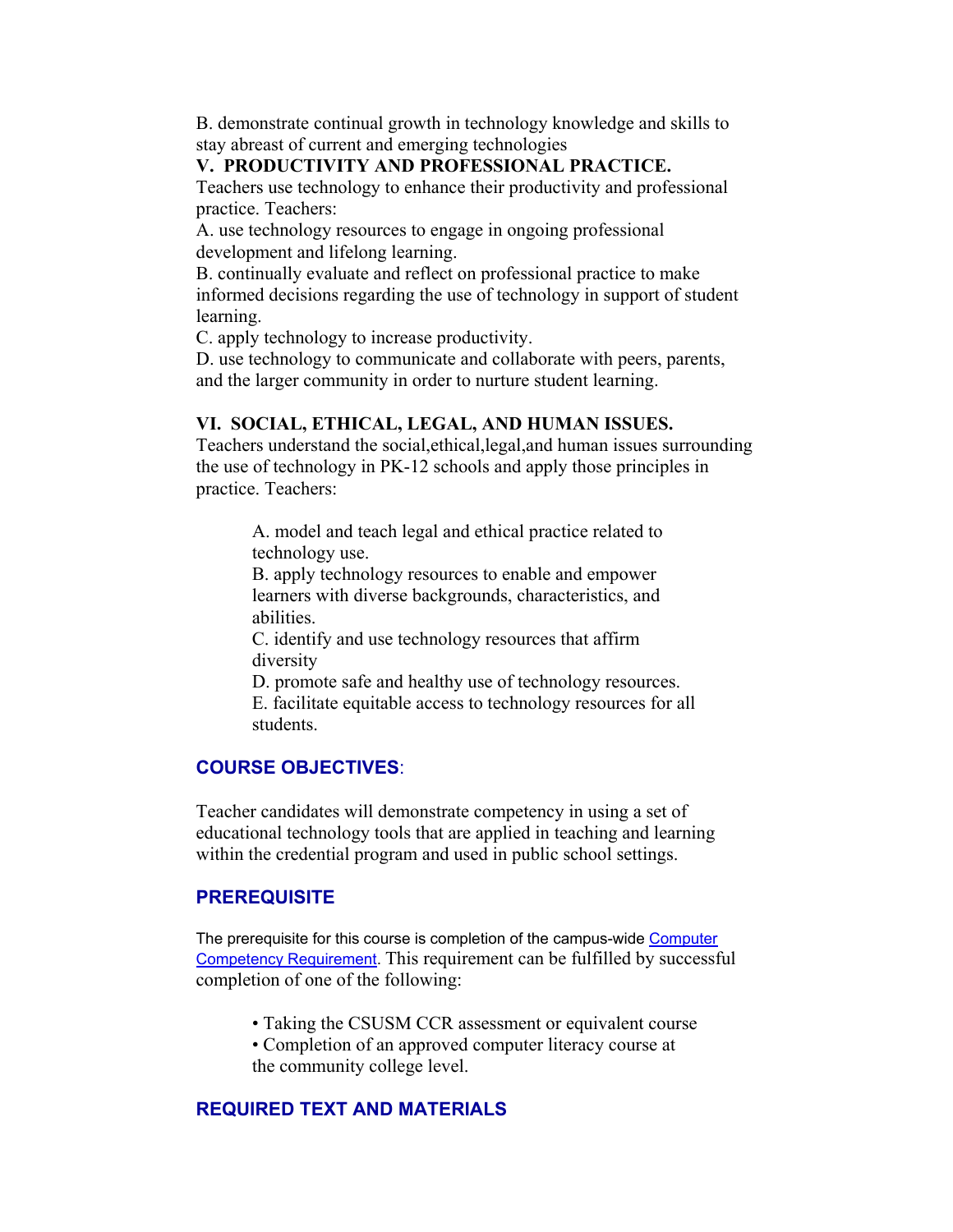B. demonstrate continual growth in technology knowledge and skills to stay abreast of current and emerging technologies

**V. PRODUCTIVITY AND PROFESSIONAL PRACTICE.**

Teachers use technology to enhance their productivity and professional practice. Teachers:

A. use technology resources to engage in ongoing professional development and lifelong learning.
B. continually evaluate and reflect on professional practice to make informed decisions regarding the use of technology in support of student learning.
C. apply technology to increase productivity.
D. use technology to communicate and collaborate with peers, parents, and the larger community in order to nurture student learning.

**VI. SOCIAL, ETHICAL, LEGAL, AND HUMAN ISSUES.**

Teachers understand the social,ethical,legal,and human issues surrounding the use of technology in PK-12 schools and apply those principles in practice. Teachers:

> A. model and teach legal and ethical practice related to technology use.
> B. apply technology resources to enable and empower learners with diverse backgrounds, characteristics, and abilities.
> C. identify and use technology resources that affirm diversity
> D. promote safe and healthy use of technology resources.
> E. facilitate equitable access to technology resources for all students.

## COURSE OBJECTIVES:

Teacher candidates will demonstrate competency in using a set of educational technology tools that are applied in teaching and learning within the credential program and used in public school settings.

## PREREQUISITE

The prerequisite for this course is completion of the campus-wide Computer Competency Requirement. This requirement can be fulfilled by successful completion of one of the following:

- Taking the CSUSM CCR assessment or equivalent course
- Completion of an approved computer literacy course at the community college level.

## REQUIRED TEXT AND MATERIALS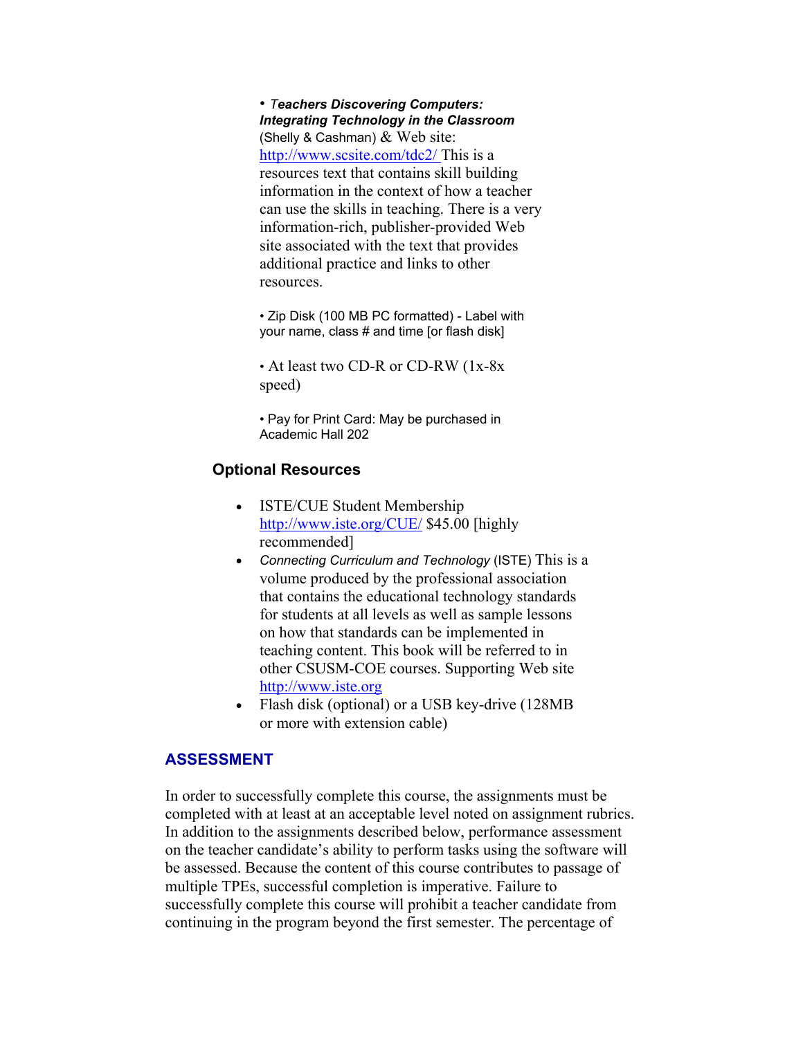- ***Teachers Discovering Computers: Integrating Technology in the Classroom*** (Shelly & Cashman) & Web site: http://www.scsite.com/tdc2/ This is a resources text that contains skill building information in the context of how a teacher can use the skills in teaching. There is a very information-rich, publisher-provided Web site associated with the text that provides additional practice and links to other resources.

- Zip Disk (100 MB PC formatted) - Label with your name, class # and time [or flash disk]

- At least two CD-R or CD-RW (1x-8x speed)

- Pay for Print Card: May be purchased in Academic Hall 202

### Optional Resources

- ISTE/CUE Student Membership http://www.iste.org/CUE/ $45.00 [highly recommended]
- *Connecting Curriculum and Technology* (ISTE) This is a volume produced by the professional association that contains the educational technology standards for students at all levels as well as sample lessons on how that standards can be implemented in teaching content. This book will be referred to in other CSUSM-COE courses. Supporting Web site http://www.iste.org
- Flash disk (optional) or a USB key-drive (128MB or more with extension cable)

## ASSESSMENT

In order to successfully complete this course, the assignments must be completed with at least at an acceptable level noted on assignment rubrics. In addition to the assignments described below, performance assessment on the teacher candidate's ability to perform tasks using the software will be assessed. Because the content of this course contributes to passage of multiple TPEs, successful completion is imperative. Failure to successfully complete this course will prohibit a teacher candidate from continuing in the program beyond the first semester. The percentage of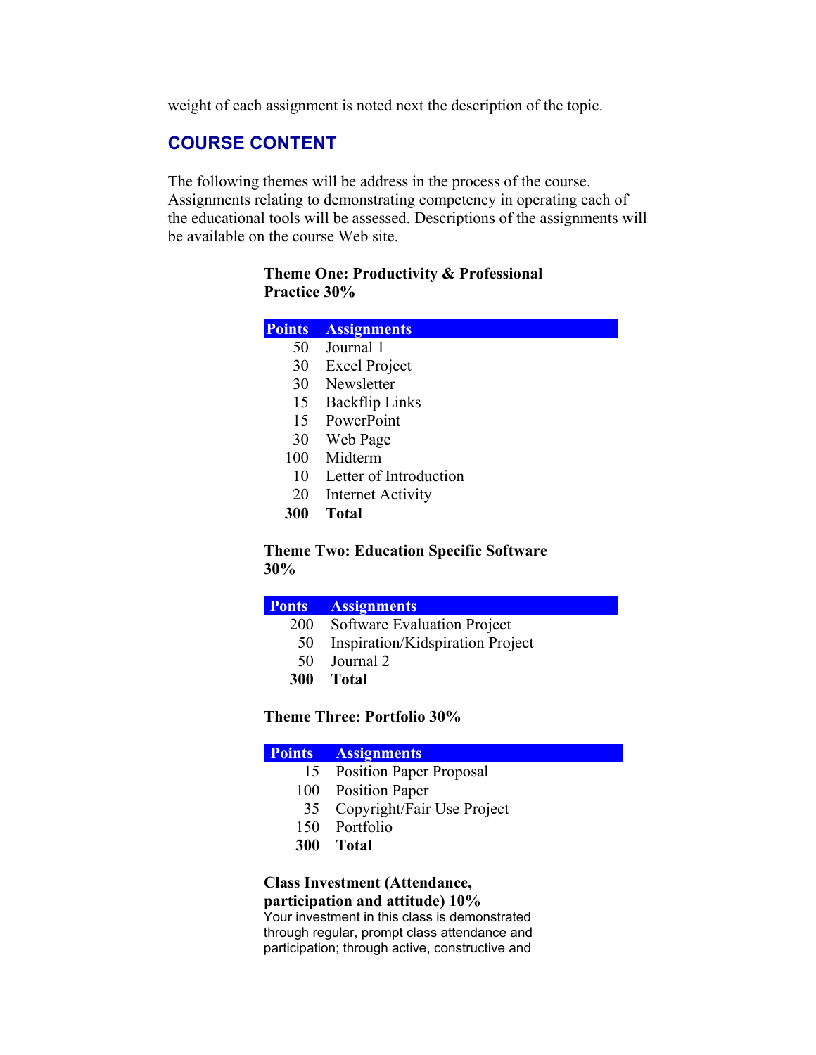weight of each assignment is noted next the description of the topic.

## COURSE CONTENT

The following themes will be address in the process of the course. Assignments relating to demonstrating competency in operating each of the educational tools will be assessed. Descriptions of the assignments will be available on the course Web site.

**Theme One: Productivity & Professional Practice 30%**

| Points | Assignments |
|---|---|
| 50 | Journal 1 |
| 30 | Excel Project |
| 30 | Newsletter |
| 15 | Backflip Links |
| 15 | PowerPoint |
| 30 | Web Page |
| 100 | Midterm |
| 10 | Letter of Introduction |
| 20 | Internet Activity |
| **300** | **Total** |

**Theme Two: Education Specific Software 30%**

| Ponts | Assignments |
|---|---|
| 200 | Software Evaluation Project |
| 50 | Inspiration/Kidspiration Project |
| 50 | Journal 2 |
| **300** | **Total** |

**Theme Three: Portfolio 30%**

| Points | Assignments |
|---|---|
| 15 | Position Paper Proposal |
| 100 | Position Paper |
| 35 | Copyright/Fair Use Project |
| 150 | Portfolio |
| **300** | **Total** |

**Class Investment (Attendance, participation and attitude) 10%**

Your investment in this class is demonstrated through regular, prompt class attendance and participation; through active, constructive and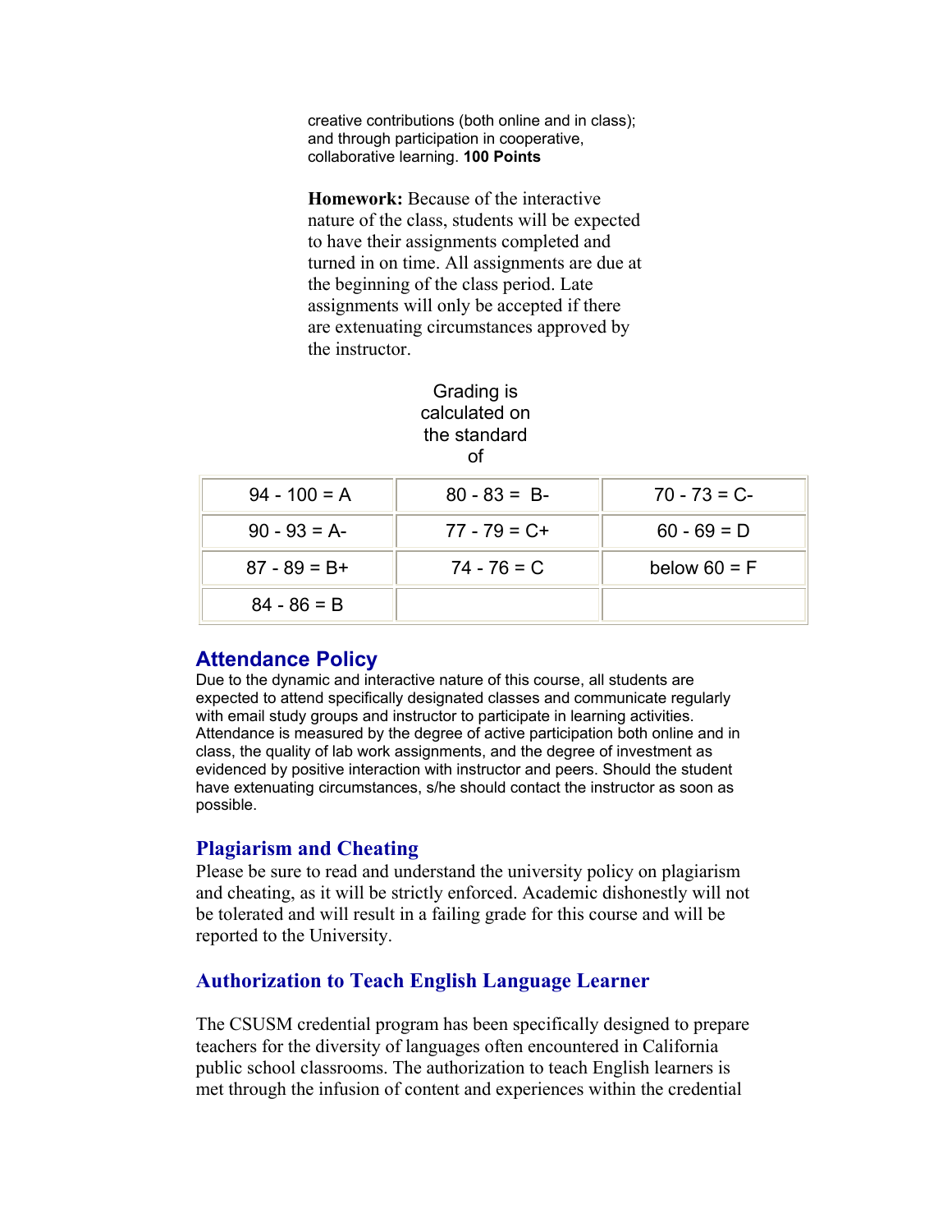creative contributions (both online and in class); and through participation in cooperative, collaborative learning. **100 Points**

**Homework:** Because of the interactive nature of the class, students will be expected to have their assignments completed and turned in on time. All assignments are due at the beginning of the class period. Late assignments will only be accepted if there are extenuating circumstances approved by the instructor.

Grading is calculated on the standard of

| | | |
|---|---|---|
| 94 - 100 = A | 80 - 83 = B- | 70 - 73 = C- |
| 90 - 93 = A- | 77 - 79 = C+ | 60 - 69 = D |
| 87 - 89 = B+ | 74 - 76 = C | below 60 = F |
| 84 - 86 = B | | |

## Attendance Policy

Due to the dynamic and interactive nature of this course, all students are expected to attend specifically designated classes and communicate regularly with email study groups and instructor to participate in learning activities. Attendance is measured by the degree of active participation both online and in class, the quality of lab work assignments, and the degree of investment as evidenced by positive interaction with instructor and peers. Should the student have extenuating circumstances, s/he should contact the instructor as soon as possible.

## Plagiarism and Cheating

Please be sure to read and understand the university policy on plagiarism and cheating, as it will be strictly enforced. Academic dishonestly will not be tolerated and will result in a failing grade for this course and will be reported to the University.

## Authorization to Teach English Language Learner

The CSUSM credential program has been specifically designed to prepare teachers for the diversity of languages often encountered in California public school classrooms. The authorization to teach English learners is met through the infusion of content and experiences within the credential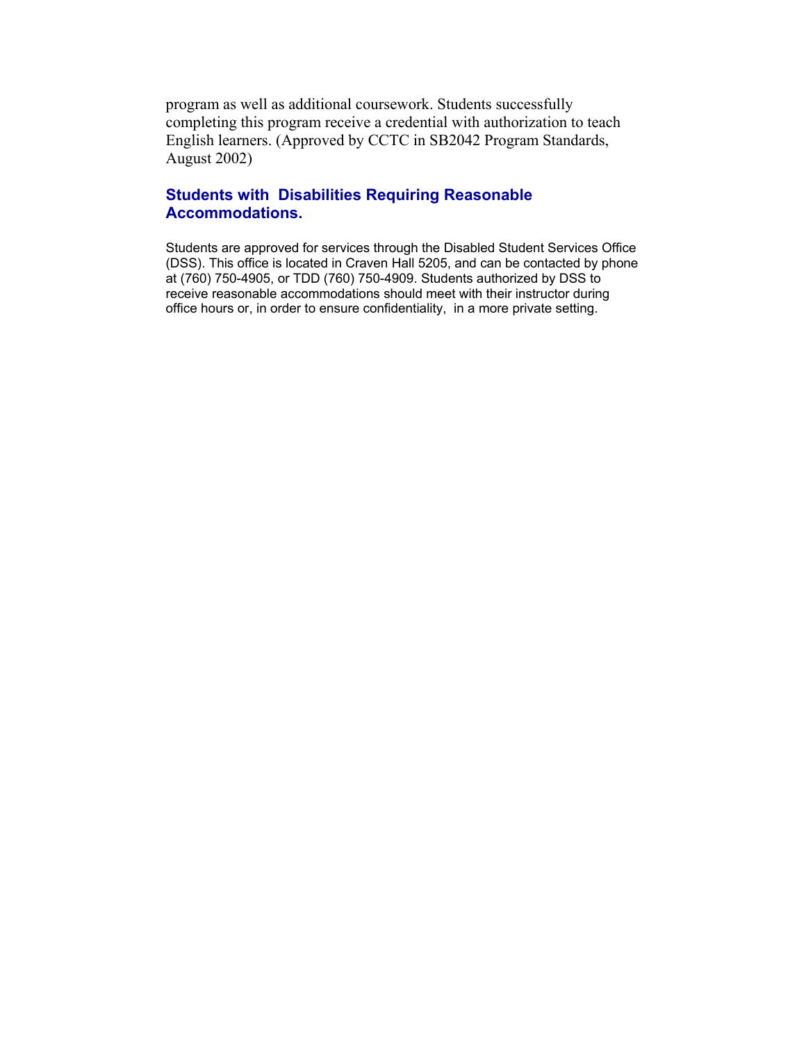program as well as additional coursework. Students successfully completing this program receive a credential with authorization to teach English learners. (Approved by CCTC in SB2042 Program Standards, August 2002)

### Students with Disabilities Requiring Reasonable Accommodations.

Students are approved for services through the Disabled Student Services Office (DSS). This office is located in Craven Hall 5205, and can be contacted by phone at (760) 750-4905, or TDD (760) 750-4909. Students authorized by DSS to receive reasonable accommodations should meet with their instructor during office hours or, in order to ensure confidentiality, in a more private setting.